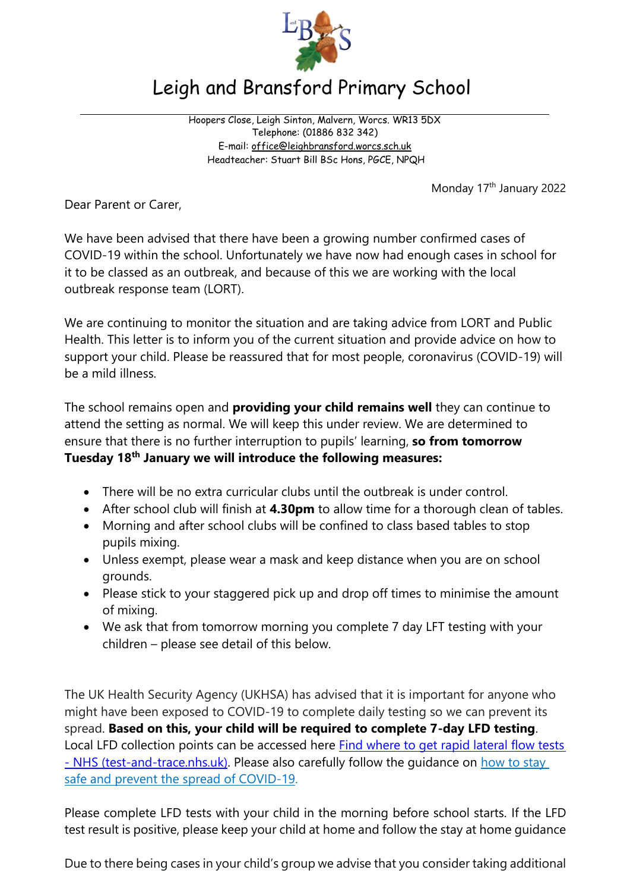# Leigh and Bransford Primary School

Hoopers Close, Leigh Sinton, Malvern, Worcs. WR13 5DX
Telephone: (01886 832 342)
E-mail: office@leighbransford.worcs.sch.uk
Headteacher: Stuart Bill BSc Hons, PGCE, NPQH

Monday 17th January 2022

Dear Parent or Carer,

We have been advised that there have been a growing number confirmed cases of COVID-19 within the school. Unfortunately we have now had enough cases in school for it to be classed as an outbreak, and because of this we are working with the local outbreak response team (LORT).

We are continuing to monitor the situation and are taking advice from LORT and Public Health. This letter is to inform you of the current situation and provide advice on how to support your child. Please be reassured that for most people, coronavirus (COVID-19) will be a mild illness.

The school remains open and **providing your child remains well** they can continue to attend the setting as normal. We will keep this under review. We are determined to ensure that there is no further interruption to pupils' learning, **so from tomorrow Tuesday 18th January we will introduce the following measures:**

- There will be no extra curricular clubs until the outbreak is under control.
- After school club will finish at **4.30pm** to allow time for a thorough clean of tables.
- Morning and after school clubs will be confined to class based tables to stop pupils mixing.
- Unless exempt, please wear a mask and keep distance when you are on school grounds.
- Please stick to your staggered pick up and drop off times to minimise the amount of mixing.
- We ask that from tomorrow morning you complete 7 day LFT testing with your children – please see detail of this below.

The UK Health Security Agency (UKHSA) has advised that it is important for anyone who might have been exposed to COVID-19 to complete daily testing so we can prevent its spread. **Based on this, your child will be required to complete 7-day LFD testing**. Local LFD collection points can be accessed here [Find where to get rapid lateral flow tests - NHS (test-and-trace.nhs.uk)](). Please also carefully follow the guidance on [how to stay safe and prevent the spread of COVID-19]().

Please complete LFD tests with your child in the morning before school starts. If the LFD test result is positive, please keep your child at home and follow the stay at home guidance

Due to there being cases in your child's group we advise that you consider taking additional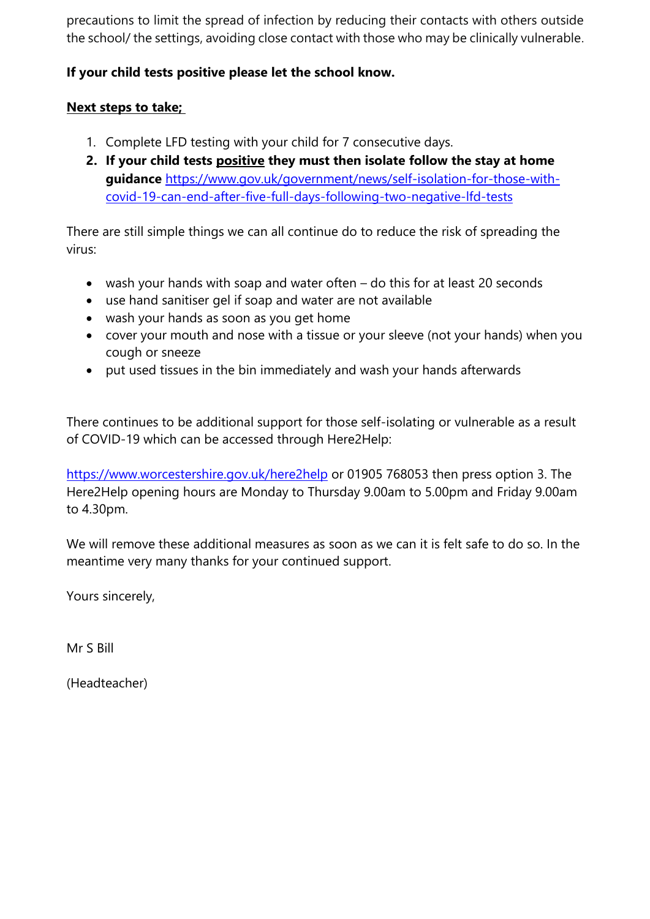precautions to limit the spread of infection by reducing their contacts with others outside the school/ the settings, avoiding close contact with those who may be clinically vulnerable.

**If your child tests positive please let the school know.**

**Next steps to take;**

1. Complete LFD testing with your child for 7 consecutive days.
2. **If your child tests positive they must then isolate follow the stay at home guidance** https://www.gov.uk/government/news/self-isolation-for-those-with-covid-19-can-end-after-five-full-days-following-two-negative-lfd-tests

There are still simple things we can all continue do to reduce the risk of spreading the virus:

- wash your hands with soap and water often – do this for at least 20 seconds
- use hand sanitiser gel if soap and water are not available
- wash your hands as soon as you get home
- cover your mouth and nose with a tissue or your sleeve (not your hands) when you cough or sneeze
- put used tissues in the bin immediately and wash your hands afterwards

There continues to be additional support for those self-isolating or vulnerable as a result of COVID-19 which can be accessed through Here2Help:

https://www.worcestershire.gov.uk/here2help or 01905 768053 then press option 3. The Here2Help opening hours are Monday to Thursday 9.00am to 5.00pm and Friday 9.00am to 4.30pm.

We will remove these additional measures as soon as we can it is felt safe to do so. In the meantime very many thanks for your continued support.

Yours sincerely,

Mr S Bill

(Headteacher)